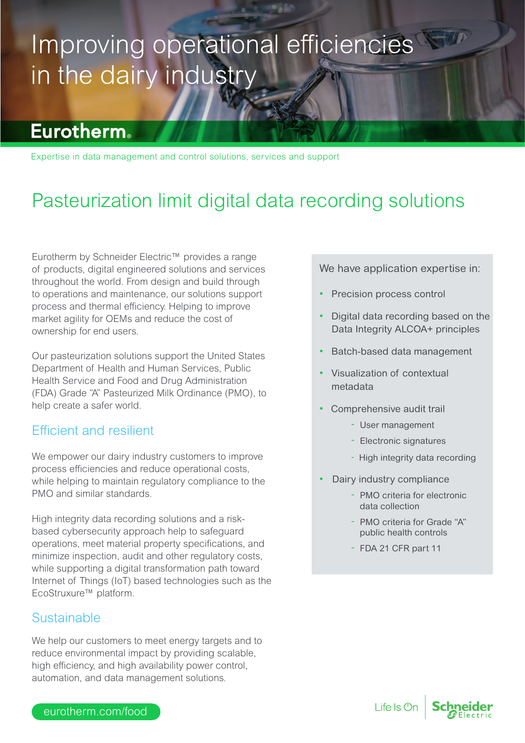# Improving operational efficiencies in the dairy industry

**Eurotherm**

Expertise in data management and control solutions, services and support

## Pasteurization limit digital data recording solutions

Eurotherm by Schneider Electric™ provides a range of products, digital engineered solutions and services throughout the world. From design and build through to operations and maintenance, our solutions support process and thermal efficiency. Helping to improve market agility for OEMs and reduce the cost of ownership for end users.

Our pasteurization solutions support the United States Department of Health and Human Services, Public Health Service and Food and Drug Administration (FDA) Grade "A" Pasteurized Milk Ordinance (PMO), to help create a safer world.

### Efficient and resilient

We empower our dairy industry customers to improve process efficiencies and reduce operational costs, while helping to maintain regulatory compliance to the PMO and similar standards.

High integrity data recording solutions and a risk-based cybersecurity approach help to safeguard operations, meet material property specifications, and minimize inspection, audit and other regulatory costs, while supporting a digital transformation path toward Internet of Things (IoT) based technologies such as the EcoStruxure™ platform.

### Sustainable

We help our customers to meet energy targets and to reduce environmental impact by providing scalable, high efficiency, and high availability power control, automation, and data management solutions.

We have application expertise in:

- Precision process control
- Digital data recording based on the Data Integrity ALCOA+ principles
- Batch-based data management
- Visualization of contextual metadata
- Comprehensive audit trail
  - User management
  - Electronic signatures
  - High integrity data recording
- Dairy industry compliance
  - PMO criteria for electronic data collection
  - PMO criteria for Grade "A" public health controls
  - FDA 21 CFR part 11

eurotherm.com/food

Life Is On | Schneider Electric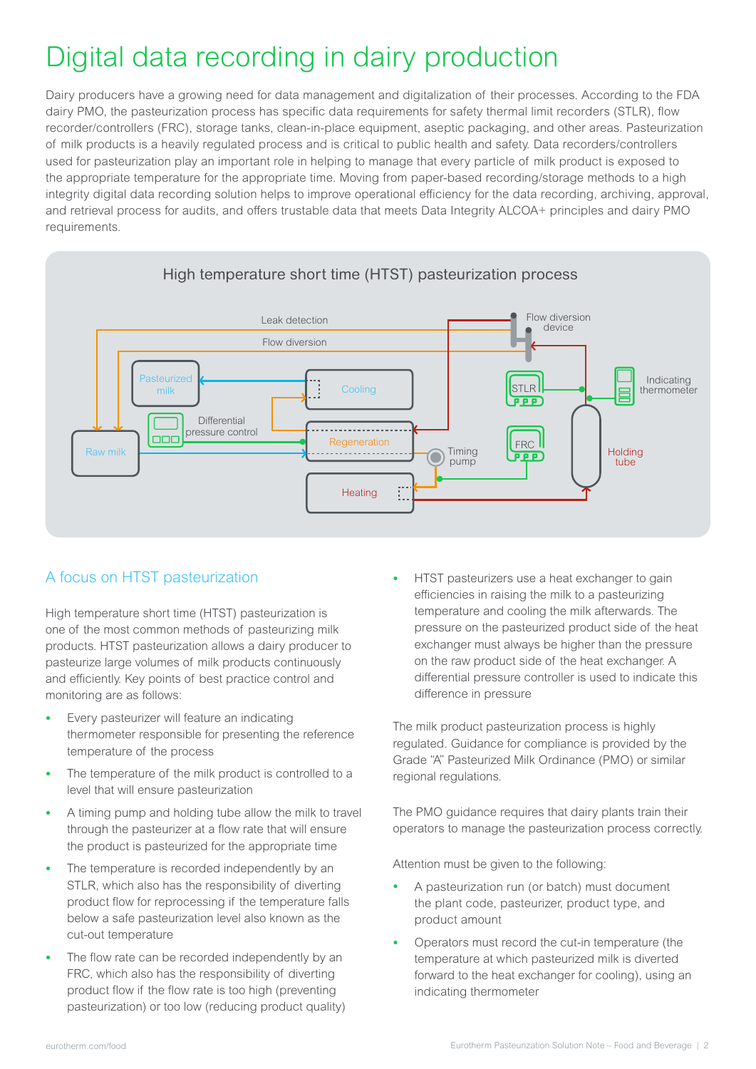# Digital data recording in dairy production

Dairy producers have a growing need for data management and digitalization of their processes. According to the FDA dairy PMO, the pasteurization process has specific data requirements for safety thermal limit recorders (STLR), flow recorder/controllers (FRC), storage tanks, clean-in-place equipment, aseptic packaging, and other areas. Pasteurization of milk products is a heavily regulated process and is critical to public health and safety. Data recorders/controllers used for pasteurization play an important role in helping to manage that every particle of milk product is exposed to the appropriate temperature for the appropriate time. Moving from paper-based recording/storage methods to a high integrity digital data recording solution helps to improve operational efficiency for the data recording, archiving, approval, and retrieval process for audits, and offers trustable data that meets Data Integrity ALCOA+ principles and dairy PMO requirements.

High temperature short time (HTST) pasteurization process

Leak detection · Flow diversion · Flow diversion device · Pasteurized milk · Cooling · STLR · Indicating thermometer · Differential pressure control · Raw milk · Regeneration · Timing pump · FRC · Holding tube · Heating

## A focus on HTST pasteurization

High temperature short time (HTST) pasteurization is one of the most common methods of pasteurizing milk products. HTST pasteurization allows a dairy producer to pasteurize large volumes of milk products continuously and efficiently. Key points of best practice control and monitoring are as follows:

- Every pasteurizer will feature an indicating thermometer responsible for presenting the reference temperature of the process
- The temperature of the milk product is controlled to a level that will ensure pasteurization
- A timing pump and holding tube allow the milk to travel through the pasteurizer at a flow rate that will ensure the product is pasteurized for the appropriate time
- The temperature is recorded independently by an STLR, which also has the responsibility of diverting product flow for reprocessing if the temperature falls below a safe pasteurization level also known as the cut-out temperature
- The flow rate can be recorded independently by an FRC, which also has the responsibility of diverting product flow if the flow rate is too high (preventing pasteurization) or too low (reducing product quality)
- HTST pasteurizers use a heat exchanger to gain efficiencies in raising the milk to a pasteurizing temperature and cooling the milk afterwards. The pressure on the pasteurized product side of the heat exchanger must always be higher than the pressure on the raw product side of the heat exchanger. A differential pressure controller is used to indicate this difference in pressure

The milk product pasteurization process is highly regulated. Guidance for compliance is provided by the Grade "A" Pasteurized Milk Ordinance (PMO) or similar regional regulations.

The PMO guidance requires that dairy plants train their operators to manage the pasteurization process correctly.

Attention must be given to the following:

- A pasteurization run (or batch) must document the plant code, pasteurizer, product type, and product amount
- Operators must record the cut-in temperature (the temperature at which pasteurized milk is diverted forward to the heat exchanger for cooling), using an indicating thermometer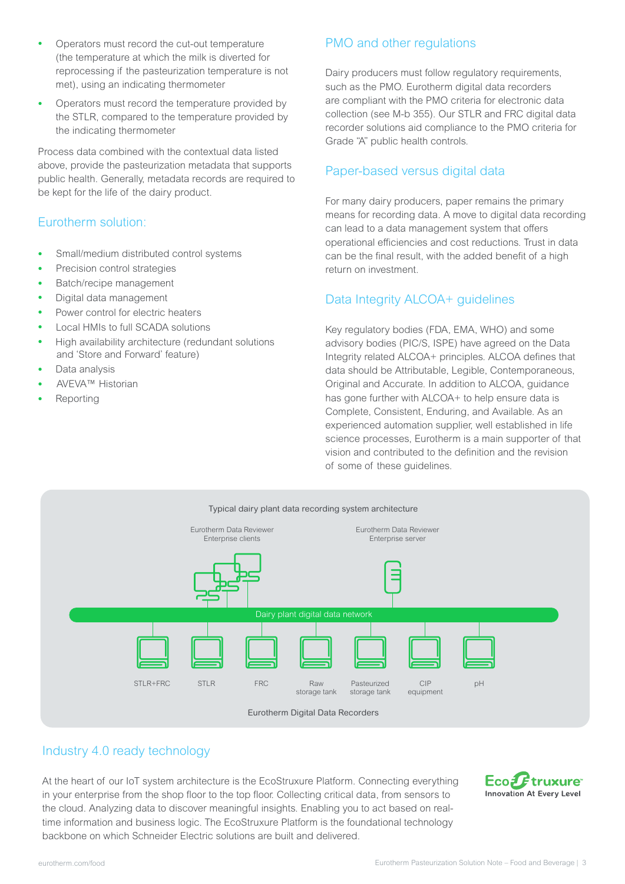- Operators must record the cut-out temperature (the temperature at which the milk is diverted for reprocessing if the pasteurization temperature is not met), using an indicating thermometer
- Operators must record the temperature provided by the STLR, compared to the temperature provided by the indicating thermometer

Process data combined with the contextual data listed above, provide the pasteurization metadata that supports public health. Generally, metadata records are required to be kept for the life of the dairy product.

## Eurotherm solution:

- Small/medium distributed control systems
- Precision control strategies
- Batch/recipe management
- Digital data management
- Power control for electric heaters
- Local HMIs to full SCADA solutions
- High availability architecture (redundant solutions and 'Store and Forward' feature)
- Data analysis
- AVEVA™ Historian
- Reporting

## PMO and other regulations

Dairy producers must follow regulatory requirements, such as the PMO. Eurotherm digital data recorders are compliant with the PMO criteria for electronic data collection (see M-b 355). Our STLR and FRC digital data recorder solutions aid compliance to the PMO criteria for Grade "A" public health controls.

## Paper-based versus digital data

For many dairy producers, paper remains the primary means for recording data. A move to digital data recording can lead to a data management system that offers operational efficiencies and cost reductions. Trust in data can be the final result, with the added benefit of a high return on investment.

## Data Integrity ALCOA+ guidelines

Key regulatory bodies (FDA, EMA, WHO) and some advisory bodies (PIC/S, ISPE) have agreed on the Data Integrity related ALCOA+ principles. ALCOA defines that data should be Attributable, Legible, Contemporaneous, Original and Accurate. In addition to ALCOA, guidance has gone further with ALCOA+ to help ensure data is Complete, Consistent, Enduring, and Available. As an experienced automation supplier, well established in life science processes, Eurotherm is a main supporter of that vision and contributed to the definition and the revision of some of these guidelines.

Typical dairy plant data recording system architecture

Eurotherm Data Reviewer Enterprise clients

Eurotherm Data Reviewer Enterprise server

Dairy plant digital data network

STLR+FRC | STLR | FRC | Raw storage tank | Pasteurized storage tank | CIP equipment | pH

Eurotherm Digital Data Recorders

## Industry 4.0 ready technology

At the heart of our IoT system architecture is the EcoStruxure Platform. Connecting everything in your enterprise from the shop floor to the top floor. Collecting critical data, from sensors to the cloud. Analyzing data to discover meaningful insights. Enabling you to act based on real-time information and business logic. The EcoStruxure Platform is the foundational technology backbone on which Schneider Electric solutions are built and delivered.

EcoStruxure
Innovation At Every Level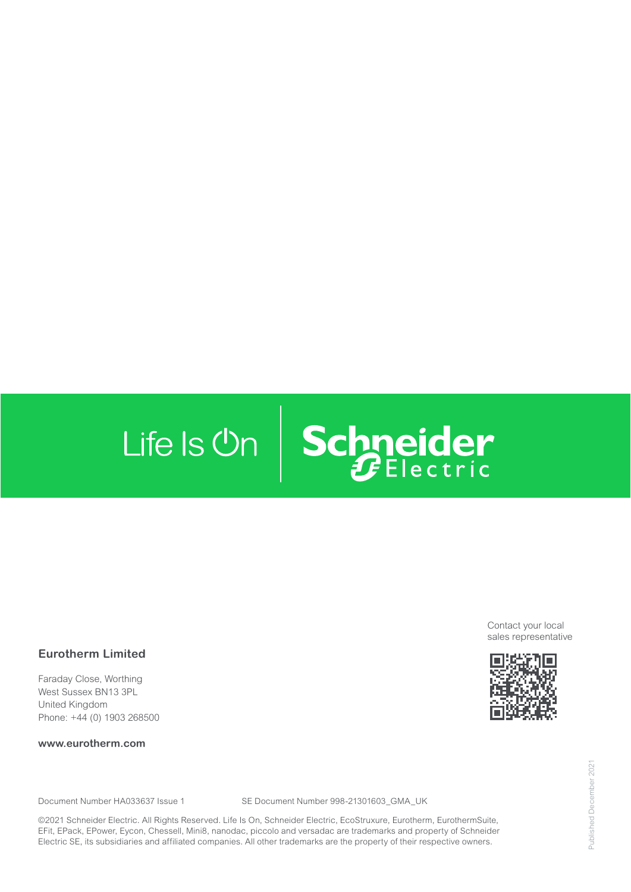Life Is On | Schneider Electric

Contact your local sales representative

**Eurotherm Limited**

Faraday Close, Worthing
West Sussex BN13 3PL
United Kingdom
Phone: +44 (0) 1903 268500

**www.eurotherm.com**

Document Number HA033637 Issue 1    SE Document Number 998-21301603_GMA_UK

©2021 Schneider Electric. All Rights Reserved. Life Is On, Schneider Electric, EcoStruxure, Eurotherm, EurothermSuite, EFit, EPack, EPower, Eycon, Chessell, Mini8, nanodac, piccolo and versadac are trademarks and property of Schneider Electric SE, its subsidiaries and affiliated companies. All other trademarks are the property of their respective owners.

Published December 2021